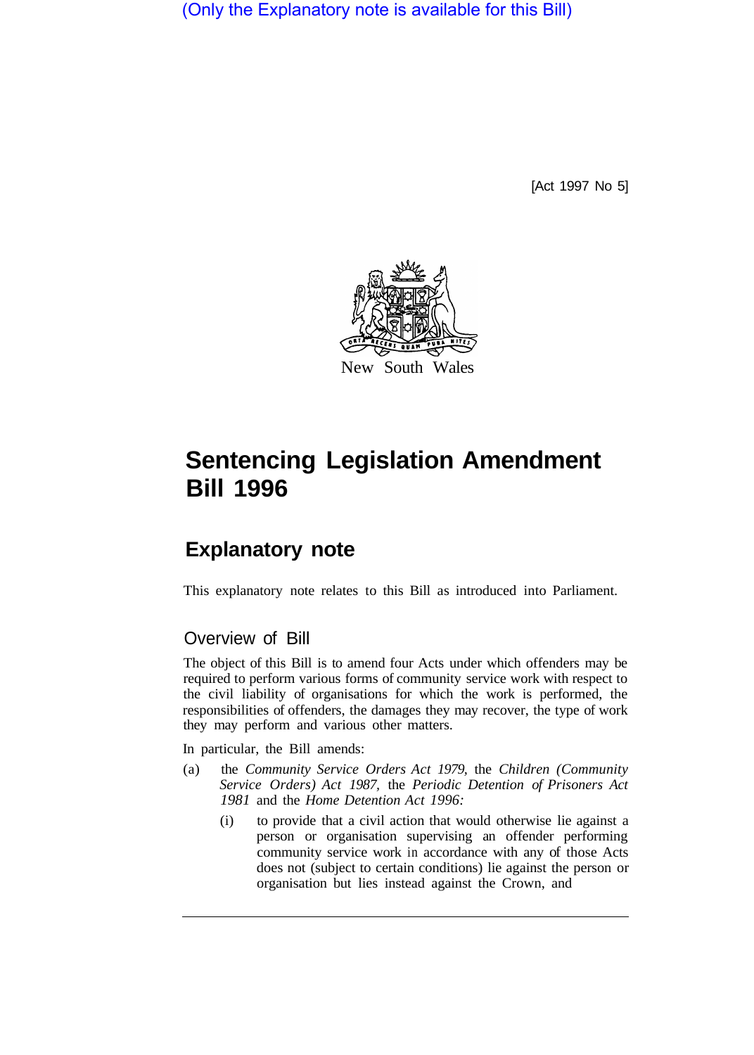(Only the Explanatory note is available for this Bill)

[Act 1997 No 5]

New South Wales

# Sentencing Legislation Amendment Bill 1996

## Explanatory note

This explanatory note relates to this Bill as introduced into Parliament.

### Overview of Bill

The object of this Bill is to amend four Acts under which offenders may be required to perform various forms of community service work with respect to the civil liability of organisations for which the work is performed, the responsibilities of offenders, the damages they may recover, the type of work they may perform and various other matters.

In particular, the Bill amends:

(a) the *Community Service Orders Act 1979*, the *Children (Community Service Orders) Act 1987*, the *Periodic Detention of Prisoners Act 1981* and the *Home Detention Act 1996:*

(i) to provide that a civil action that would otherwise lie against a person or organisation supervising an offender performing community service work in accordance with any of those Acts does not (subject to certain conditions) lie against the person or organisation but lies instead against the Crown, and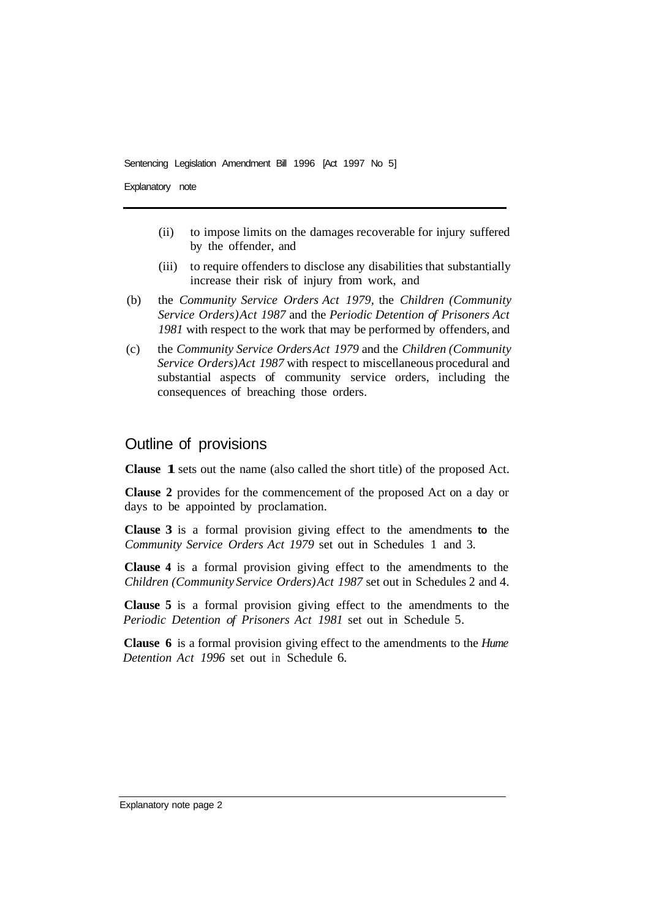- (ii) to impose limits on the damages recoverable for injury suffered by the offender, and
- (iii) to require offenders to disclose any disabilities that substantially increase their risk of injury from work, and

(b) the *Community Service Orders Act 1979,* the *Children (Community Service Orders) Act 1987* and the *Periodic Detention of Prisoners Act 1981* with respect to the work that may be performed by offenders, and

(c) the *Community Service Orders Act 1979* and the *Children (Community Service Orders) Act 1987* with respect to miscellaneous procedural and substantial aspects of community service orders, including the consequences of breaching those orders.

## Outline of provisions

**Clause 1** sets out the name (also called the short title) of the proposed Act.

**Clause 2** provides for the commencement of the proposed Act on a day or days to be appointed by proclamation.

**Clause 3** is a formal provision giving effect to the amendments to the *Community Service Orders Act 1979* set out in Schedules 1 and 3.

**Clause 4** is a formal provision giving effect to the amendments to the *Children (Community Service Orders) Act 1987* set out in Schedules 2 and 4.

**Clause 5** is a formal provision giving effect to the amendments to the *Periodic Detention of Prisoners Act 1981* set out in Schedule 5.

**Clause 6** is a formal provision giving effect to the amendments to the *Hume Detention Act 1996* set out in Schedule 6.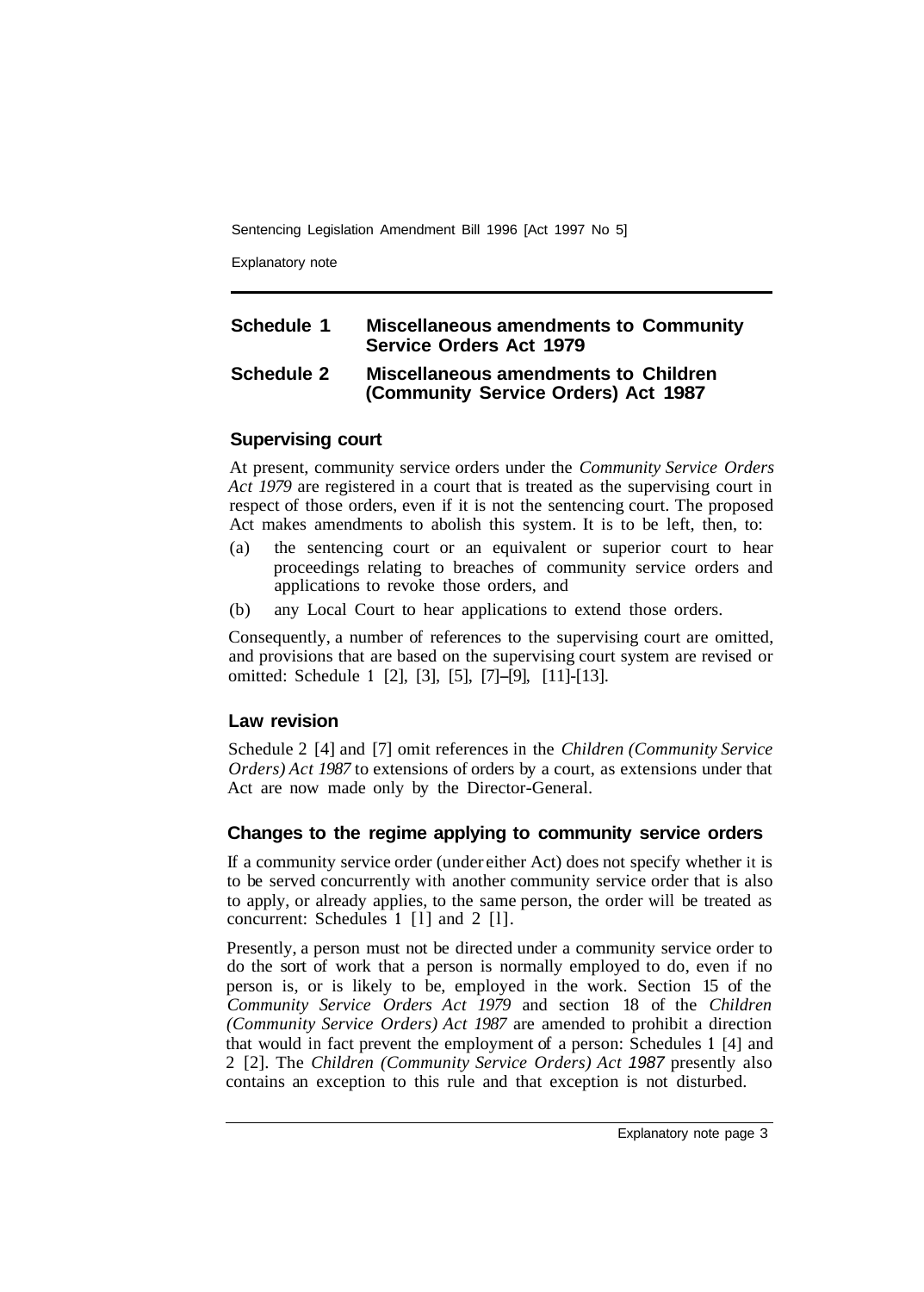## Schedule 1 Miscellaneous amendments to Community Service Orders Act 1979

## Schedule 2 Miscellaneous amendments to Children (Community Service Orders) Act 1987

### Supervising court

At present, community service orders under the *Community Service Orders Act 1979* are registered in a court that is treated as the supervising court in respect of those orders, even if it is not the sentencing court. The proposed Act makes amendments to abolish this system. It is to be left, then, to:

(a) the sentencing court or an equivalent or superior court to hear proceedings relating to breaches of community service orders and applications to revoke those orders, and

(b) any Local Court to hear applications to extend those orders.

Consequently, a number of references to the supervising court are omitted, and provisions that are based on the supervising court system are revised or omitted: Schedule 1 [2], [3], [5], [7]–[9], [11]-[13].

### Law revision

Schedule 2 [4] and [7] omit references in the *Children (Community Service Orders) Act 1987* to extensions of orders by a court, as extensions under that Act are now made only by the Director-General.

### Changes to the regime applying to community service orders

If a community service order (under either Act) does not specify whether it is to be served concurrently with another community service order that is also to apply, or already applies, to the same person, the order will be treated as concurrent: Schedules 1 [1] and 2 [1].

Presently, a person must not be directed under a community service order to do the sort of work that a person is normally employed to do, even if no person is, or is likely to be, employed in the work. Section 15 of the *Community Service Orders Act 1979* and section 18 of the *Children (Community Service Orders) Act 1987* are amended to prohibit a direction that would in fact prevent the employment of a person: Schedules 1 [4] and 2 [2]. The *Children (Community Service Orders) Act 1987* presently also contains an exception to this rule and that exception is not disturbed.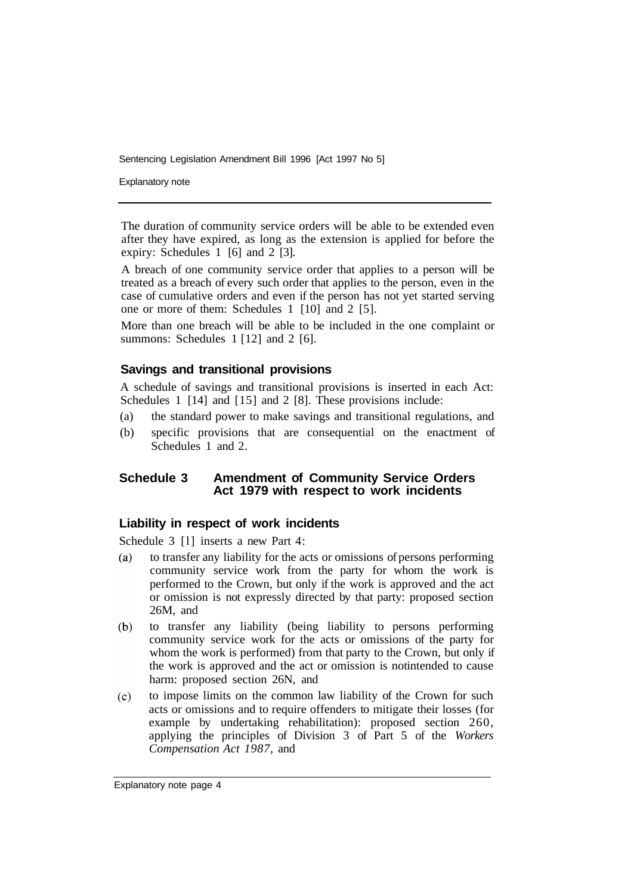The duration of community service orders will be able to be extended even after they have expired, as long as the extension is applied for before the expiry: Schedules 1 [6] and 2 [3].

A breach of one community service order that applies to a person will be treated as a breach of every such order that applies to the person, even in the case of cumulative orders and even if the person has not yet started serving one or more of them: Schedules 1 [10] and 2 [5].

More than one breach will be able to be included in the one complaint or summons: Schedules 1 [12] and 2 [6].

### Savings and transitional provisions

A schedule of savings and transitional provisions is inserted in each Act: Schedules 1 [14] and [15] and 2 [8]. These provisions include:

(a) the standard power to make savings and transitional regulations, and

(b) specific provisions that are consequential on the enactment of Schedules 1 and 2.

## Schedule 3 Amendment of Community Service Orders Act 1979 with respect to work incidents

### Liability in respect of work incidents

Schedule 3 [1] inserts a new Part 4:

(a) to transfer any liability for the acts or omissions of persons performing community service work from the party for whom the work is performed to the Crown, but only if the work is approved and the act or omission is not expressly directed by that party: proposed section 26M, and

(b) to transfer any liability (being liability to persons performing community service work for the acts or omissions of the party for whom the work is performed) from that party to the Crown, but only if the work is approved and the act or omission is notintended to cause harm: proposed section 26N, and

(c) to impose limits on the common law liability of the Crown for such acts or omissions and to require offenders to mitigate their losses (for example by undertaking rehabilitation): proposed section 26O, applying the principles of Division 3 of Part 5 of the *Workers Compensation Act 1987*, and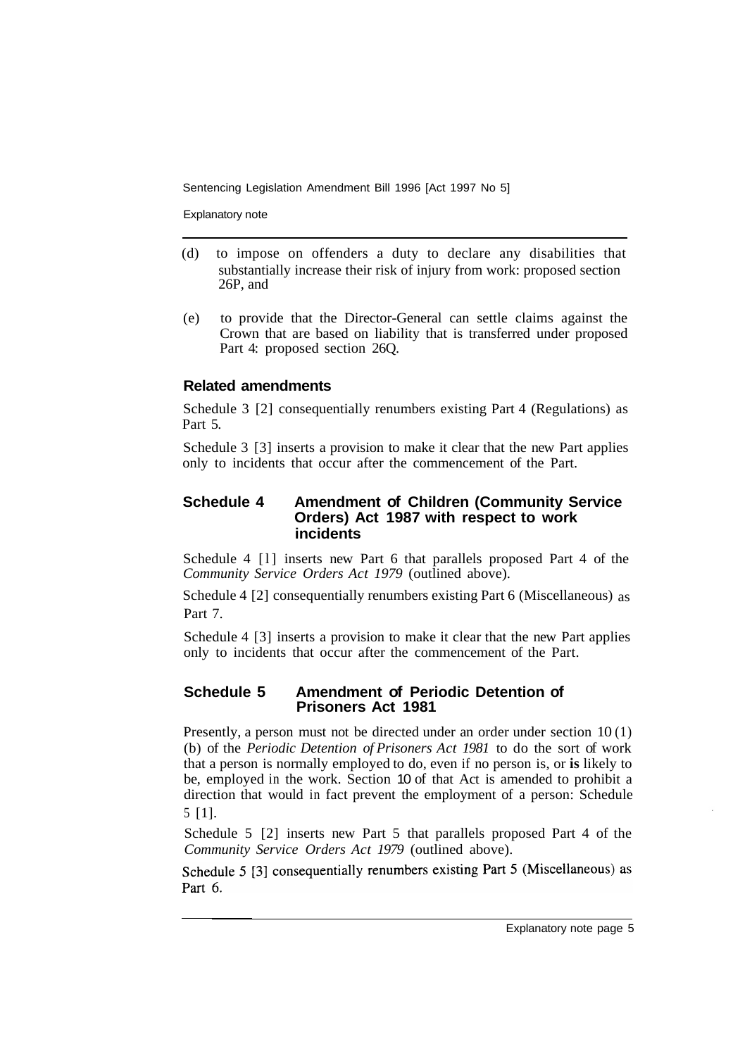(d) to impose on offenders a duty to declare any disabilities that substantially increase their risk of injury from work: proposed section 26P, and

(e) to provide that the Director-General can settle claims against the Crown that are based on liability that is transferred under proposed Part 4: proposed section 26Q.

### Related amendments

Schedule 3 [2] consequentially renumbers existing Part 4 (Regulations) as Part 5.

Schedule 3 [3] inserts a provision to make it clear that the new Part applies only to incidents that occur after the commencement of the Part.

## Schedule 4 Amendment of Children (Community Service Orders) Act 1987 with respect to work incidents

Schedule 4 [1] inserts new Part 6 that parallels proposed Part 4 of the *Community Service Orders Act 1979* (outlined above).

Schedule 4 [2] consequentially renumbers existing Part 6 (Miscellaneous) as Part 7.

Schedule 4 [3] inserts a provision to make it clear that the new Part applies only to incidents that occur after the commencement of the Part.

## Schedule 5 Amendment of Periodic Detention of Prisoners Act 1981

Presently, a person must not be directed under an order under section 10 (1) (b) of the *Periodic Detention of Prisoners Act 1981* to do the sort of work that a person is normally employed to do, even if no person is, or is likely to be, employed in the work. Section 10 of that Act is amended to prohibit a direction that would in fact prevent the employment of a person: Schedule 5 [1].

Schedule 5 [2] inserts new Part 5 that parallels proposed Part 4 of the *Community Service Orders Act 1979* (outlined above).

Schedule 5 [3] consequentially renumbers existing Part 5 (Miscellaneous) as Part 6.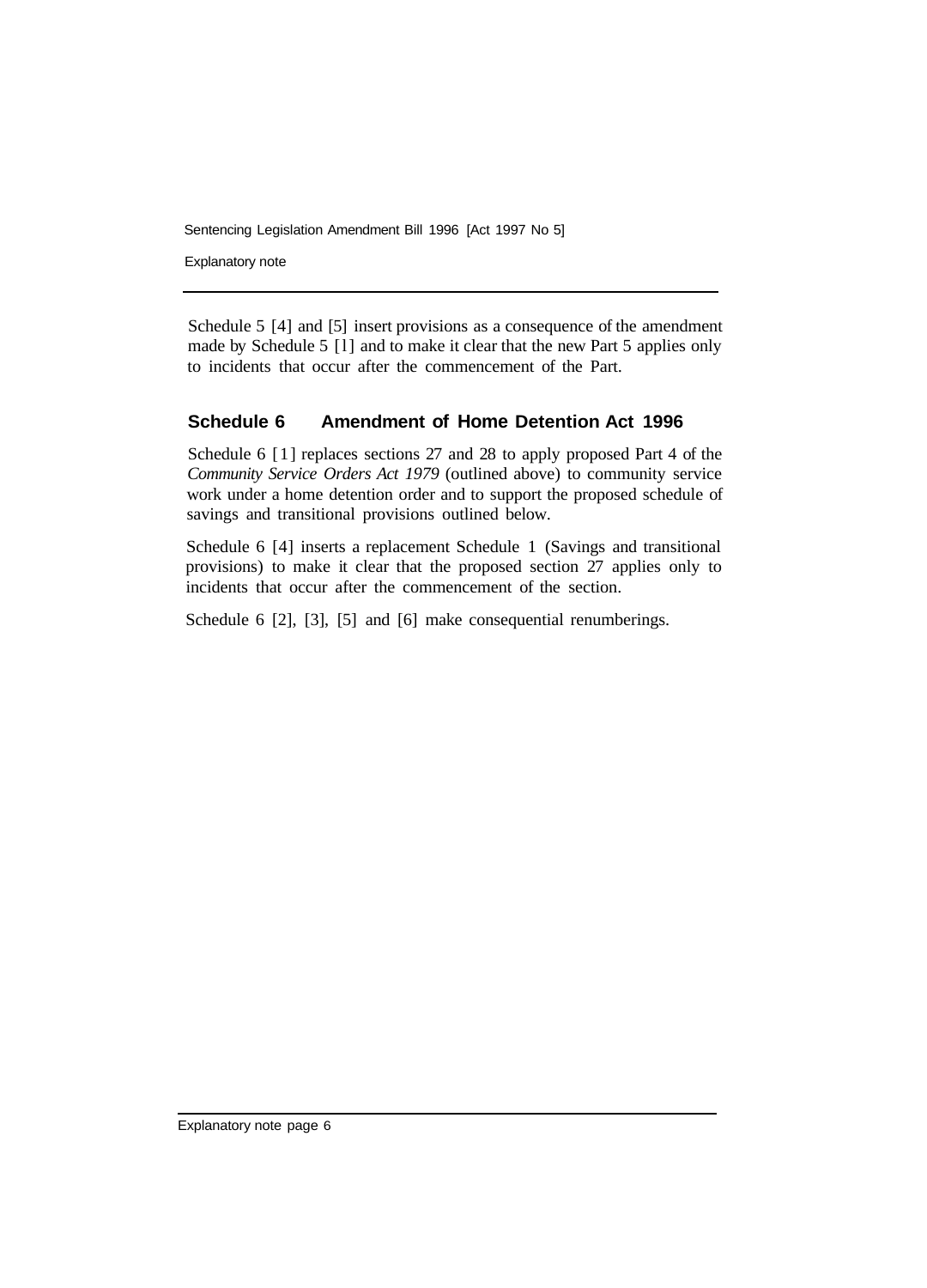Schedule 5 [4] and [5] insert provisions as a consequence of the amendment made by Schedule 5 [1] and to make it clear that the new Part 5 applies only to incidents that occur after the commencement of the Part.

## Schedule 6 Amendment of Home Detention Act 1996

Schedule 6 [1] replaces sections 27 and 28 to apply proposed Part 4 of the *Community Service Orders Act 1979* (outlined above) to community service work under a home detention order and to support the proposed schedule of savings and transitional provisions outlined below.

Schedule 6 [4] inserts a replacement Schedule 1 (Savings and transitional provisions) to make it clear that the proposed section 27 applies only to incidents that occur after the commencement of the section.

Schedule 6 [2], [3], [5] and [6] make consequential renumberings.